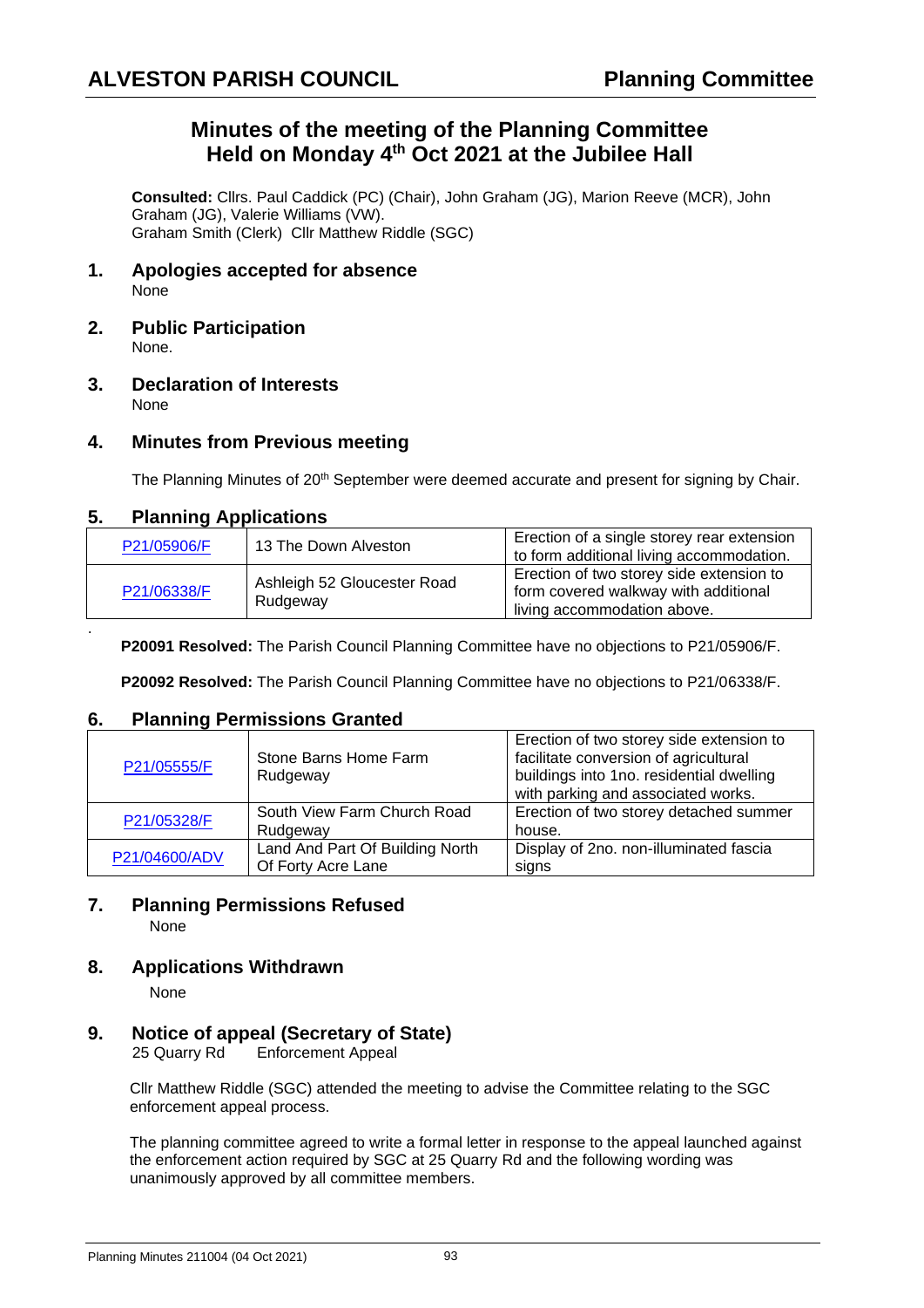# ALVESTON PARISH COUNCIL — Planning Committee

## Minutes of the meeting of the Planning Committee Held on Monday 4th Oct 2021 at the Jubilee Hall

**Consulted:** Cllrs. Paul Caddick (PC) (Chair), John Graham (JG), Marion Reeve (MCR), John Graham (JG), Valerie Williams (VW).
Graham Smith (Clerk) Cllr Matthew Riddle (SGC)

### 1. Apologies accepted for absence

None

### 2. Public Participation

None.

### 3. Declaration of Interests

None

### 4. Minutes from Previous meeting

The Planning Minutes of 20th September were deemed accurate and present for signing by Chair.

### 5. Planning Applications

| | | |
|---|---|---|
| P21/05906/F | 13 The Down Alveston | Erection of a single storey rear extension to form additional living accommodation. |
| P21/06338/F | Ashleigh 52 Gloucester Road Rudgeway | Erection of two storey side extension to form covered walkway with additional living accommodation above. |

**P20091 Resolved:** The Parish Council Planning Committee have no objections to P21/05906/F.

**P20092 Resolved:** The Parish Council Planning Committee have no objections to P21/06338/F.

### 6. Planning Permissions Granted

| | | |
|---|---|---|
| P21/05555/F | Stone Barns Home Farm Rudgeway | Erection of two storey side extension to facilitate conversion of agricultural buildings into 1no. residential dwelling with parking and associated works. |
| P21/05328/F | South View Farm Church Road Rudgeway | Erection of two storey detached summer house. |
| P21/04600/ADV | Land And Part Of Building North Of Forty Acre Lane | Display of 2no. non-illuminated fascia signs |

### 7. Planning Permissions Refused

None

### 8. Applications Withdrawn

None

### 9. Notice of appeal (Secretary of State)

25 Quarry Rd Enforcement Appeal

Cllr Matthew Riddle (SGC) attended the meeting to advise the Committee relating to the SGC enforcement appeal process.

The planning committee agreed to write a formal letter in response to the appeal launched against the enforcement action required by SGC at 25 Quarry Rd and the following wording was unanimously approved by all committee members.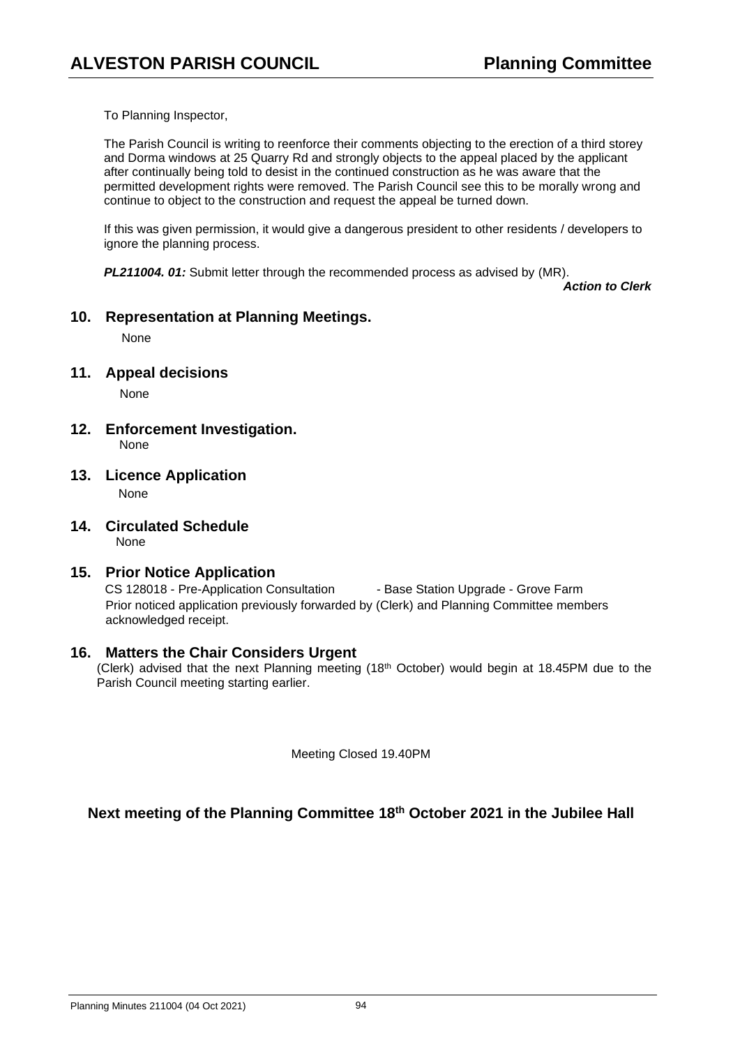To Planning Inspector,

The Parish Council is writing to reenforce their comments objecting to the erection of a third storey and Dorma windows at 25 Quarry Rd and strongly objects to the appeal placed by the applicant after continually being told to desist in the continued construction as he was aware that the permitted development rights were removed. The Parish Council see this to be morally wrong and continue to object to the construction and request the appeal be turned down.

If this was given permission, it would give a dangerous president to other residents / developers to ignore the planning process.

***PL211004. 01:*** Submit letter through the recommended process as advised by (MR).

***Action to Clerk***

## 10. Representation at Planning Meetings.

None

## 11. Appeal decisions

None

## 12. Enforcement Investigation.

None

## 13. Licence Application

None

## 14. Circulated Schedule

None

## 15. Prior Notice Application

CS 128018 - Pre-Application Consultation - Base Station Upgrade - Grove Farm

Prior noticed application previously forwarded by (Clerk) and Planning Committee members acknowledged receipt.

## 16. Matters the Chair Considers Urgent

(Clerk) advised that the next Planning meeting (18th October) would begin at 18.45PM due to the Parish Council meeting starting earlier.

Meeting Closed 19.40PM

**Next meeting of the Planning Committee 18th October 2021 in the Jubilee Hall**